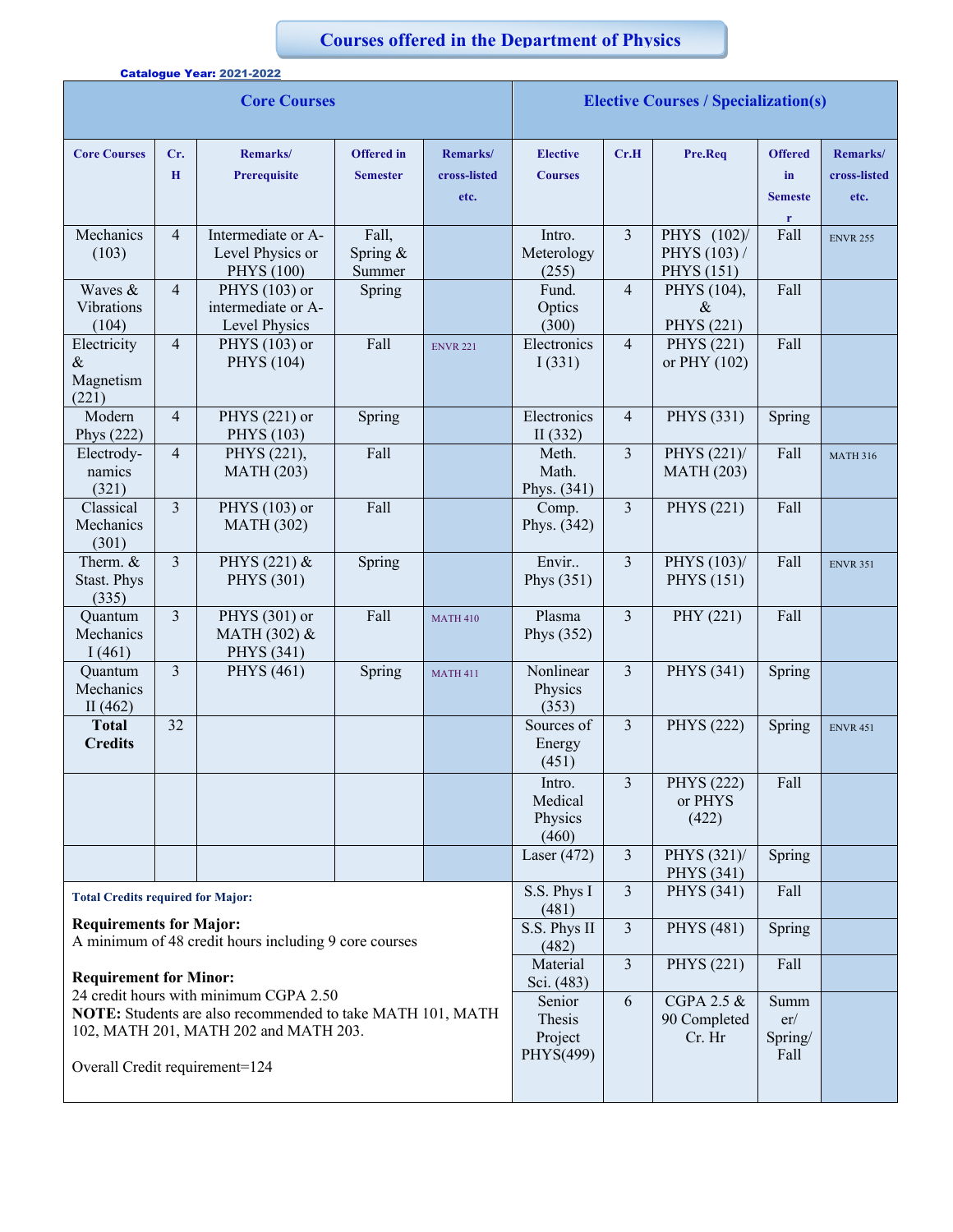# Courses offered in the Department of Physics

**Catalogue Year: 2021-2022**

| Core Courses | | | | | Elective Courses / Specialization(s) | | | | |
|---|---|---|---|---|---|---|---|---|---|
| **Core Courses** | **Cr. H** | **Remarks/ Prerequisite** | **Offered in Semester** | **Remarks/ cross-listed etc.** | **Elective Courses** | **Cr.H** | **Pre.Req** | **Offered in Semester** | **Remarks/ cross-listed etc.** |
| Mechanics (103) | 4 | Intermediate or A-Level Physics or PHYS (100) | Fall, Spring & Summer | | Intro. Meterology (255) | 3 | PHYS (102)/ PHYS (103) / PHYS (151) | Fall | ENVR 255 |
| Waves & Vibrations (104) | 4 | PHYS (103) or intermediate or A-Level Physics | Spring | | Fund. Optics (300) | 4 | PHYS (104), & PHYS (221) | Fall | |
| Electricity & Magnetism (221) | 4 | PHYS (103) or PHYS (104) | Fall | ENVR 221 | Electronics I (331) | 4 | PHYS (221) or PHY (102) | Fall | |
| Modern Phys (222) | 4 | PHYS (221) or PHYS (103) | Spring | | Electronics II (332) | 4 | PHYS (331) | Spring | |
| Electrody-namics (321) | 4 | PHYS (221), MATH (203) | Fall | | Meth. Math. Phys. (341) | 3 | PHYS (221)/ MATH (203) | Fall | MATH 316 |
| Classical Mechanics (301) | 3 | PHYS (103) or MATH (302) | Fall | | Comp. Phys. (342) | 3 | PHYS (221) | Fall | |
| Therm. & Stast. Phys (335) | 3 | PHYS (221) & PHYS (301) | Spring | | Envir.. Phys (351) | 3 | PHYS (103)/ PHYS (151) | Fall | ENVR 351 |
| Quantum Mechanics I (461) | 3 | PHYS (301) or MATH (302) & PHYS (341) | Fall | MATH 410 | Plasma Phys (352) | 3 | PHY (221) | Fall | |
| Quantum Mechanics II (462) | 3 | PHYS (461) | Spring | MATH 411 | Nonlinear Physics (353) | 3 | PHYS (341) | Spring | |
| **Total Credits** | 32 | | | | Sources of Energy (451) | 3 | PHYS (222) | Spring | ENVR 451 |
| | | | | | Intro. Medical Physics (460) | 3 | PHYS (222) or PHYS (422) | Fall | |
| | | | | | Laser (472) | 3 | PHYS (321)/ PHYS (341) | Spring | |
| | | | | | S.S. Phys I (481) | 3 | PHYS (341) | Fall | |
| | | | | | S.S. Phys II (482) | 3 | PHYS (481) | Spring | |
| | | | | | Material Sci. (483) | 3 | PHYS (221) | Fall | |
| | | | | | Senior Thesis Project PHYS(499) | 6 | CGPA 2.5 & 90 Completed Cr. Hr | Summer/ Spring/ Fall | |

**Total Credits required for Major:**

**Requirements for Major:**
A minimum of 48 credit hours including 9 core courses

**Requirement for Minor:**
24 credit hours with minimum CGPA 2.50
**NOTE:** Students are also recommended to take MATH 101, MATH 102, MATH 201, MATH 202 and MATH 203.

Overall Credit requirement=124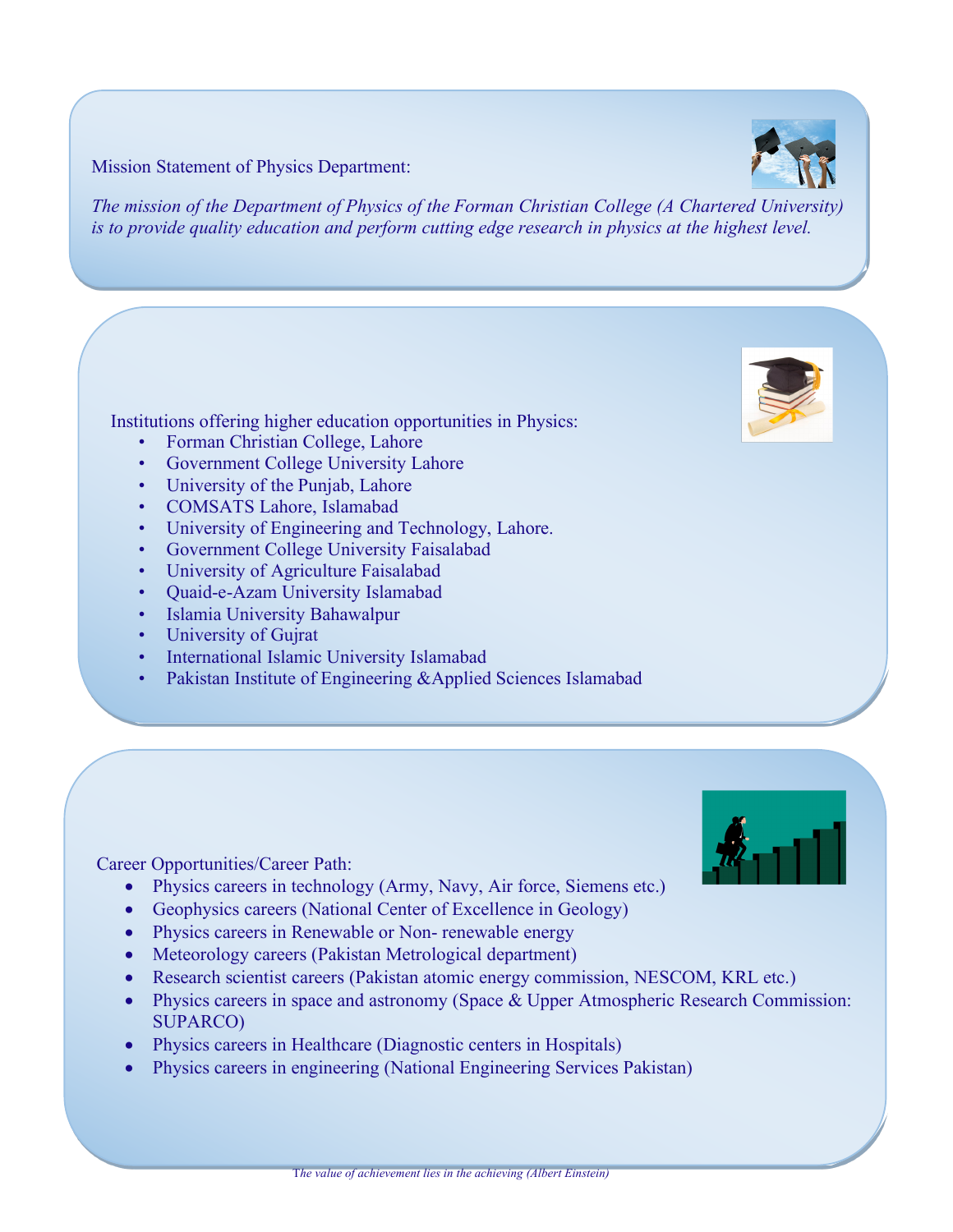Mission Statement of Physics Department:

*The mission of the Department of Physics of the Forman Christian College (A Chartered University) is to provide quality education and perform cutting edge research in physics at the highest level.*

Institutions offering higher education opportunities in Physics:

- Forman Christian College, Lahore
- Government College University Lahore
- University of the Punjab, Lahore
- COMSATS Lahore, Islamabad
- University of Engineering and Technology, Lahore.
- Government College University Faisalabad
- University of Agriculture Faisalabad
- Quaid-e-Azam University Islamabad
- Islamia University Bahawalpur
- University of Gujrat
- International Islamic University Islamabad
- Pakistan Institute of Engineering &Applied Sciences Islamabad

Career Opportunities/Career Path:

- Physics careers in technology (Army, Navy, Air force, Siemens etc.)
- Geophysics careers (National Center of Excellence in Geology)
- Physics careers in Renewable or Non- renewable energy
- Meteorology careers (Pakistan Metrological department)
- Research scientist careers (Pakistan atomic energy commission, NESCOM, KRL etc.)
- Physics careers in space and astronomy (Space & Upper Atmospheric Research Commission: SUPARCO)
- Physics careers in Healthcare (Diagnostic centers in Hospitals)
- Physics careers in engineering (National Engineering Services Pakistan)

*The value of achievement lies in the achieving (Albert Einstein)*